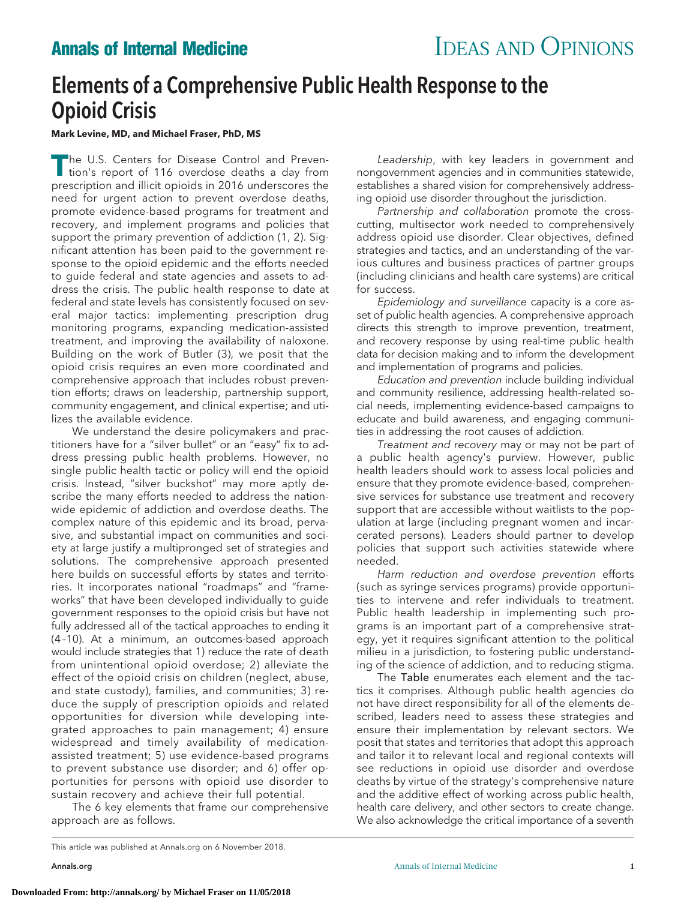# Elements of a Comprehensive Public Health Response to the Opioid Crisis

**Mark Levine, MD, and Michael Fraser, PhD, MS**

The U.S. Centers for Disease Control and Prevention's report of 116 overdose deaths a day from prescription and illicit opioids in 2016 underscores the need for urgent action to prevent overdose deaths, promote evidence-based programs for treatment and recovery, and implement programs and policies that support the primary prevention of addiction (1, 2). Significant attention has been paid to the government response to the opioid epidemic and the efforts needed to guide federal and state agencies and assets to address the crisis. The public health response to date at federal and state levels has consistently focused on several major tactics: implementing prescription drug monitoring programs, expanding medication-assisted treatment, and improving the availability of naloxone. Building on the work of Butler (3), we posit that the opioid crisis requires an even more coordinated and comprehensive approach that includes robust prevention efforts; draws on leadership, partnership support, community engagement, and clinical expertise; and utilizes the available evidence.

We understand the desire policymakers and practitioners have for a "silver bullet" or an "easy" fix to address pressing public health problems. However, no single public health tactic or policy will end the opioid crisis. Instead, "silver buckshot" may more aptly describe the many efforts needed to address the nationwide epidemic of addiction and overdose deaths. The complex nature of this epidemic and its broad, pervasive, and substantial impact on communities and society at large justify a multipronged set of strategies and solutions. The comprehensive approach presented here builds on successful efforts by states and territories. It incorporates national "roadmaps" and "frameworks" that have been developed individually to guide government responses to the opioid crisis but have not fully addressed all of the tactical approaches to ending it (4–10). At a minimum, an outcomes-based approach would include strategies that 1) reduce the rate of death from unintentional opioid overdose; 2) alleviate the effect of the opioid crisis on children (neglect, abuse, and state custody), families, and communities; 3) reduce the supply of prescription opioids and related opportunities for diversion while developing integrated approaches to pain management; 4) ensure widespread and timely availability of medication-assisted treatment; 5) use evidence-based programs to prevent substance use disorder; and 6) offer opportunities for persons with opioid use disorder to sustain recovery and achieve their full potential.

The 6 key elements that frame our comprehensive approach are as follows.

*Leadership*, with key leaders in government and nongovernment agencies and in communities statewide, establishes a shared vision for comprehensively addressing opioid use disorder throughout the jurisdiction.

*Partnership and collaboration* promote the cross-cutting, multisector work needed to comprehensively address opioid use disorder. Clear objectives, defined strategies and tactics, and an understanding of the various cultures and business practices of partner groups (including clinicians and health care systems) are critical for success.

*Epidemiology and surveillance* capacity is a core asset of public health agencies. A comprehensive approach directs this strength to improve prevention, treatment, and recovery response by using real-time public health data for decision making and to inform the development and implementation of programs and policies.

*Education and prevention* include building individual and community resilience, addressing health-related social needs, implementing evidence-based campaigns to educate and build awareness, and engaging communities in addressing the root causes of addiction.

*Treatment and recovery* may or may not be part of a public health agency's purview. However, public health leaders should work to assess local policies and ensure that they promote evidence-based, comprehensive services for substance use treatment and recovery support that are accessible without waitlists to the population at large (including pregnant women and incarcerated persons). Leaders should partner to develop policies that support such activities statewide where needed.

*Harm reduction and overdose prevention* efforts (such as syringe services programs) provide opportunities to intervene and refer individuals to treatment. Public health leadership in implementing such programs is an important part of a comprehensive strategy, yet it requires significant attention to the political milieu in a jurisdiction, to fostering public understanding of the science of addiction, and to reducing stigma.

The Table enumerates each element and the tactics it comprises. Although public health agencies do not have direct responsibility for all of the elements described, leaders need to assess these strategies and ensure their implementation by relevant sectors. We posit that states and territories that adopt this approach and tailor it to relevant local and regional contexts will see reductions in opioid use disorder and overdose deaths by virtue of the strategy's comprehensive nature and the additive effect of working across public health, health care delivery, and other sectors to create change. We also acknowledge the critical importance of a seventh

This article was published at Annals.org on 6 November 2018.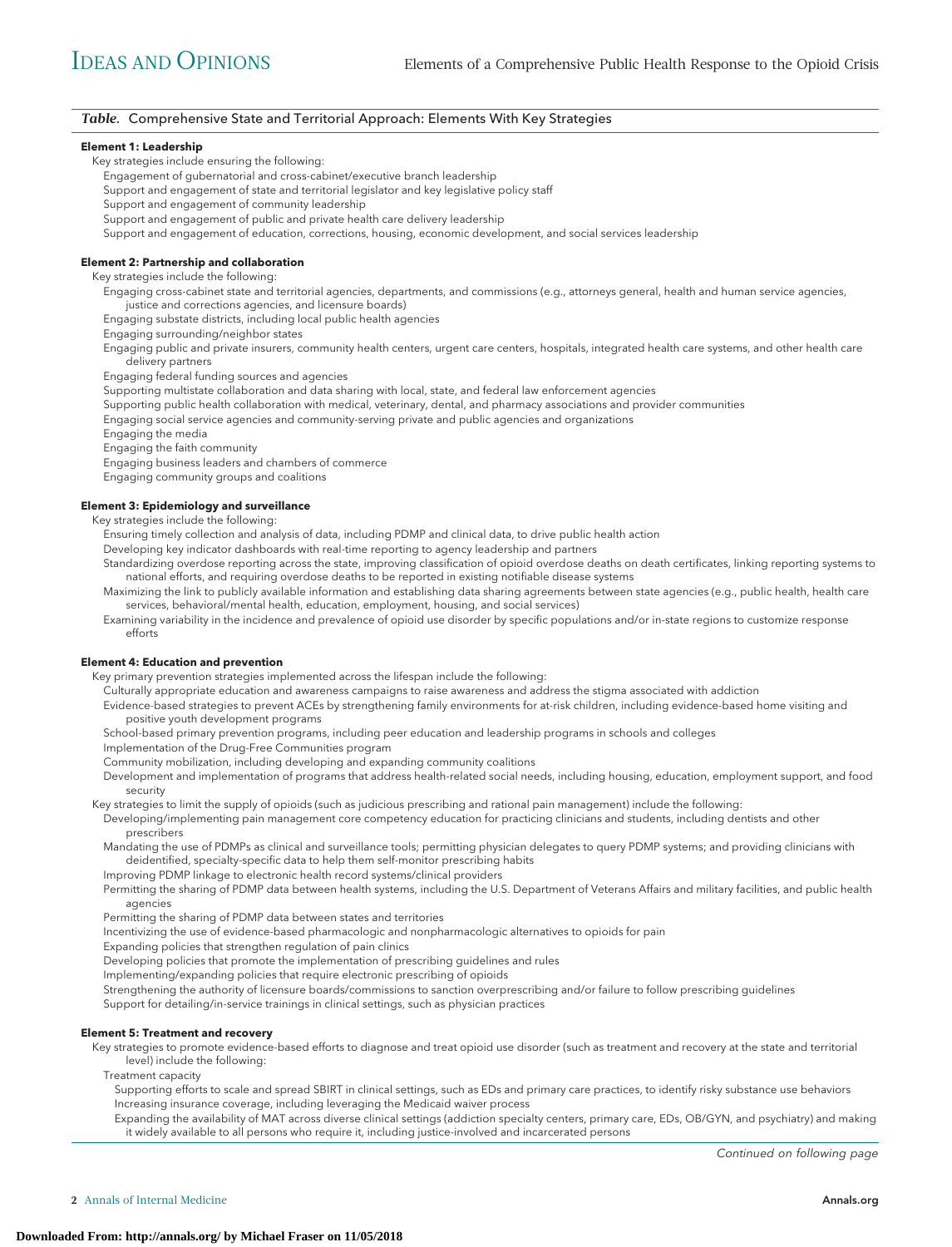**Table.** Comprehensive State and Territorial Approach: Elements With Key Strategies

**Element 1: Leadership**

Key strategies include ensuring the following:

- Engagement of gubernatorial and cross-cabinet/executive branch leadership
- Support and engagement of state and territorial legislator and key legislative policy staff
- Support and engagement of community leadership
- Support and engagement of public and private health care delivery leadership
- Support and engagement of education, corrections, housing, economic development, and social services leadership

**Element 2: Partnership and collaboration**

Key strategies include the following:

- Engaging cross-cabinet state and territorial agencies, departments, and commissions (e.g., attorneys general, health and human service agencies, justice and corrections agencies, and licensure boards)
- Engaging substate districts, including local public health agencies
- Engaging surrounding/neighbor states
- Engaging public and private insurers, community health centers, urgent care centers, hospitals, integrated health care systems, and other health care delivery partners
- Engaging federal funding sources and agencies
- Supporting multistate collaboration and data sharing with local, state, and federal law enforcement agencies
- Supporting public health collaboration with medical, veterinary, dental, and pharmacy associations and provider communities
- Engaging social service agencies and community-serving private and public agencies and organizations
- Engaging the media
- Engaging the faith community
- Engaging business leaders and chambers of commerce
- Engaging community groups and coalitions

**Element 3: Epidemiology and surveillance**

Key strategies include the following:

- Ensuring timely collection and analysis of data, including PDMP and clinical data, to drive public health action
- Developing key indicator dashboards with real-time reporting to agency leadership and partners
- Standardizing overdose reporting across the state, improving classification of opioid overdose deaths on death certificates, linking reporting systems to national efforts, and requiring overdose deaths to be reported in existing notifiable disease systems
- Maximizing the link to publicly available information and establishing data sharing agreements between state agencies (e.g., public health, health care services, behavioral/mental health, education, employment, housing, and social services)
- Examining variability in the incidence and prevalence of opioid use disorder by specific populations and/or in-state regions to customize response efforts

**Element 4: Education and prevention**

Key primary prevention strategies implemented across the lifespan include the following:

- Culturally appropriate education and awareness campaigns to raise awareness and address the stigma associated with addiction
- Evidence-based strategies to prevent ACEs by strengthening family environments for at-risk children, including evidence-based home visiting and positive youth development programs
- School-based primary prevention programs, including peer education and leadership programs in schools and colleges
- Implementation of the Drug-Free Communities program
- Community mobilization, including developing and expanding community coalitions
- Development and implementation of programs that address health-related social needs, including housing, education, employment support, and food security

Key strategies to limit the supply of opioids (such as judicious prescribing and rational pain management) include the following:

- Developing/implementing pain management core competency education for practicing clinicians and students, including dentists and other prescribers
- Mandating the use of PDMPs as clinical and surveillance tools; permitting physician delegates to query PDMP systems; and providing clinicians with deidentified, specialty-specific data to help them self-monitor prescribing habits
- Improving PDMP linkage to electronic health record systems/clinical providers
- Permitting the sharing of PDMP data between health systems, including the U.S. Department of Veterans Affairs and military facilities, and public health agencies
- Permitting the sharing of PDMP data between states and territories
- Incentivizing the use of evidence-based pharmacologic and nonpharmacologic alternatives to opioids for pain
- Expanding policies that strengthen regulation of pain clinics
- Developing policies that promote the implementation of prescribing guidelines and rules
- Implementing/expanding policies that require electronic prescribing of opioids
- Strengthening the authority of licensure boards/commissions to sanction overprescribing and/or failure to follow prescribing guidelines
- Support for detailing/in-service trainings in clinical settings, such as physician practices

**Element 5: Treatment and recovery**

Key strategies to promote evidence-based efforts to diagnose and treat opioid use disorder (such as treatment and recovery at the state and territorial level) include the following:

- Treatment capacity
  - Supporting efforts to scale and spread SBIRT in clinical settings, such as EDs and primary care practices, to identify risky substance use behaviors
  - Increasing insurance coverage, including leveraging the Medicaid waiver process
  - Expanding the availability of MAT across diverse clinical settings (addiction specialty centers, primary care, EDs, OB/GYN, and psychiatry) and making it widely available to all persons who require it, including justice-involved and incarcerated persons

*Continued on following page*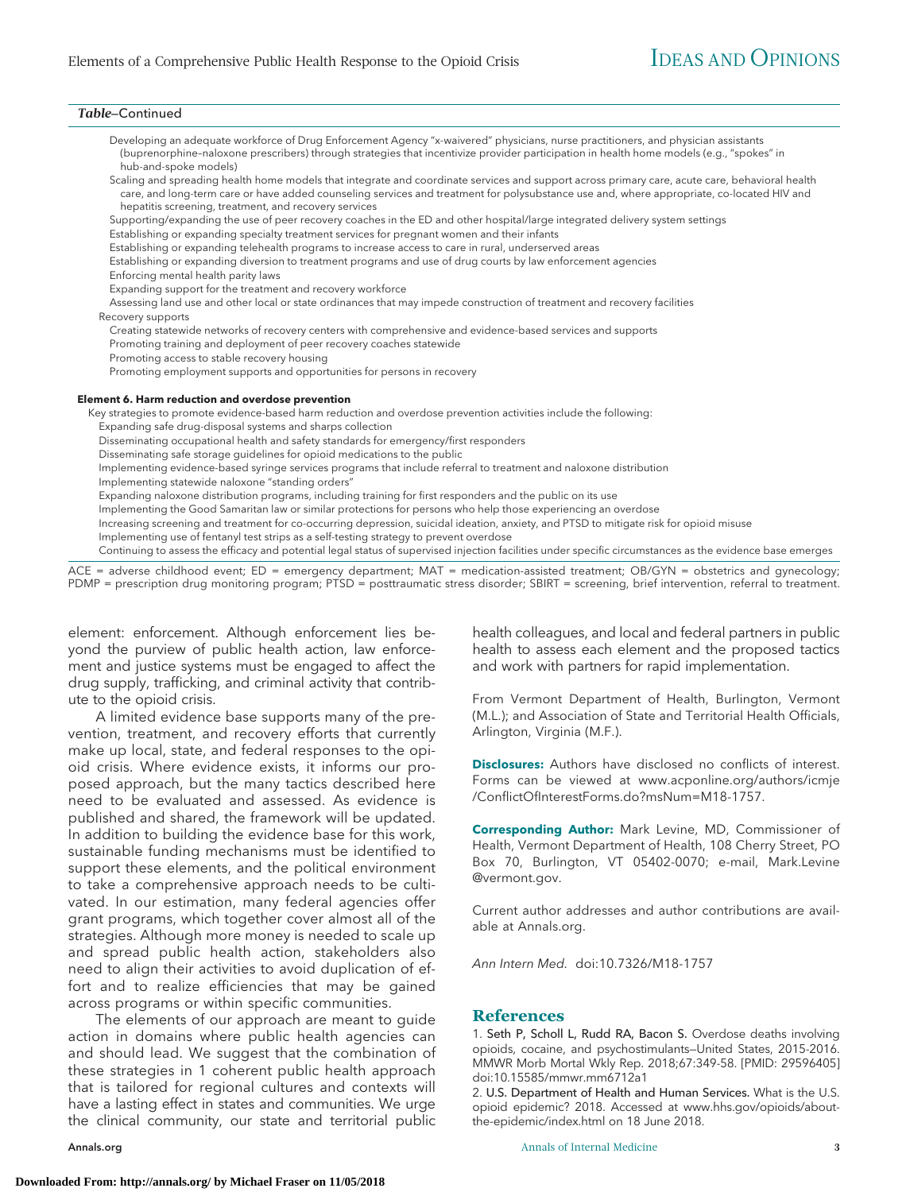*Table*–Continued

Developing an adequate workforce of Drug Enforcement Agency "x-waivered" physicians, nurse practitioners, and physician assistants (buprenorphine–naloxone prescribers) through strategies that incentivize provider participation in health home models (e.g., "spokes" in hub-and-spoke models)
Scaling and spreading health home models that integrate and coordinate services and support across primary care, acute care, behavioral health care, and long-term care or have added counseling services and treatment for polysubstance use and, where appropriate, co-located HIV and hepatitis screening, treatment, and recovery services
Supporting/expanding the use of peer recovery coaches in the ED and other hospital/large integrated delivery system settings
Establishing or expanding specialty treatment services for pregnant women and their infants
Establishing or expanding telehealth programs to increase access to care in rural, underserved areas
Establishing or expanding diversion to treatment programs and use of drug courts by law enforcement agencies
Enforcing mental health parity laws
Expanding support for the treatment and recovery workforce
Assessing land use and other local or state ordinances that may impede construction of treatment and recovery facilities

Recovery supports
Creating statewide networks of recovery centers with comprehensive and evidence-based services and supports
Promoting training and deployment of peer recovery coaches statewide
Promoting access to stable recovery housing
Promoting employment supports and opportunities for persons in recovery

**Element 6. Harm reduction and overdose prevention**

Key strategies to promote evidence-based harm reduction and overdose prevention activities include the following:
Expanding safe drug-disposal systems and sharps collection
Disseminating occupational health and safety standards for emergency/first responders
Disseminating safe storage guidelines for opioid medications to the public
Implementing evidence-based syringe services programs that include referral to treatment and naloxone distribution
Implementing statewide naloxone "standing orders"
Expanding naloxone distribution programs, including training for first responders and the public on its use
Implementing the Good Samaritan law or similar protections for persons who help those experiencing an overdose
Increasing screening and treatment for co-occurring depression, suicidal ideation, anxiety, and PTSD to mitigate risk for opioid misuse
Implementing use of fentanyl test strips as a self-testing strategy to prevent overdose
Continuing to assess the efficacy and potential legal status of supervised injection facilities under specific circumstances as the evidence base emerges

ACE = adverse childhood event; ED = emergency department; MAT = medication-assisted treatment; OB/GYN = obstetrics and gynecology; PDMP = prescription drug monitoring program; PTSD = posttraumatic stress disorder; SBIRT = screening, brief intervention, referral to treatment.

element: enforcement. Although enforcement lies beyond the purview of public health action, law enforcement and justice systems must be engaged to affect the drug supply, trafficking, and criminal activity that contribute to the opioid crisis.

A limited evidence base supports many of the prevention, treatment, and recovery efforts that currently make up local, state, and federal responses to the opioid crisis. Where evidence exists, it informs our proposed approach, but the many tactics described here need to be evaluated and assessed. As evidence is published and shared, the framework will be updated. In addition to building the evidence base for this work, sustainable funding mechanisms must be identified to support these elements, and the political environment to take a comprehensive approach needs to be cultivated. In our estimation, many federal agencies offer grant programs, which together cover almost all of the strategies. Although more money is needed to scale up and spread public health action, stakeholders also need to align their activities to avoid duplication of effort and to realize efficiencies that may be gained across programs or within specific communities.

The elements of our approach are meant to guide action in domains where public health agencies can and should lead. We suggest that the combination of these strategies in 1 coherent public health approach that is tailored for regional cultures and contexts will have a lasting effect in states and communities. We urge the clinical community, our state and territorial public health colleagues, and local and federal partners in public health to assess each element and the proposed tactics and work with partners for rapid implementation.

From Vermont Department of Health, Burlington, Vermont (M.L.); and Association of State and Territorial Health Officials, Arlington, Virginia (M.F.).

**Disclosures:** Authors have disclosed no conflicts of interest. Forms can be viewed at www.acponline.org/authors/icmje/ConflictOfInterestForms.do?msNum=M18-1757.

**Corresponding Author:** Mark Levine, MD, Commissioner of Health, Vermont Department of Health, 108 Cherry Street, PO Box 70, Burlington, VT 05402-0070; e-mail, Mark.Levine@vermont.gov.

Current author addresses and author contributions are available at Annals.org.

*Ann Intern Med.* doi:10.7326/M18-1757

## References

1. Seth P, Scholl L, Rudd RA, Bacon S. Overdose deaths involving opioids, cocaine, and psychostimulants—United States, 2015-2016. MMWR Morb Mortal Wkly Rep. 2018;67:349-58. [PMID: 29596405] doi:10.15585/mmwr.mm6712a1
2. U.S. Department of Health and Human Services. What is the U.S. opioid epidemic? 2018. Accessed at www.hhs.gov/opioids/about-the-epidemic/index.html on 18 June 2018.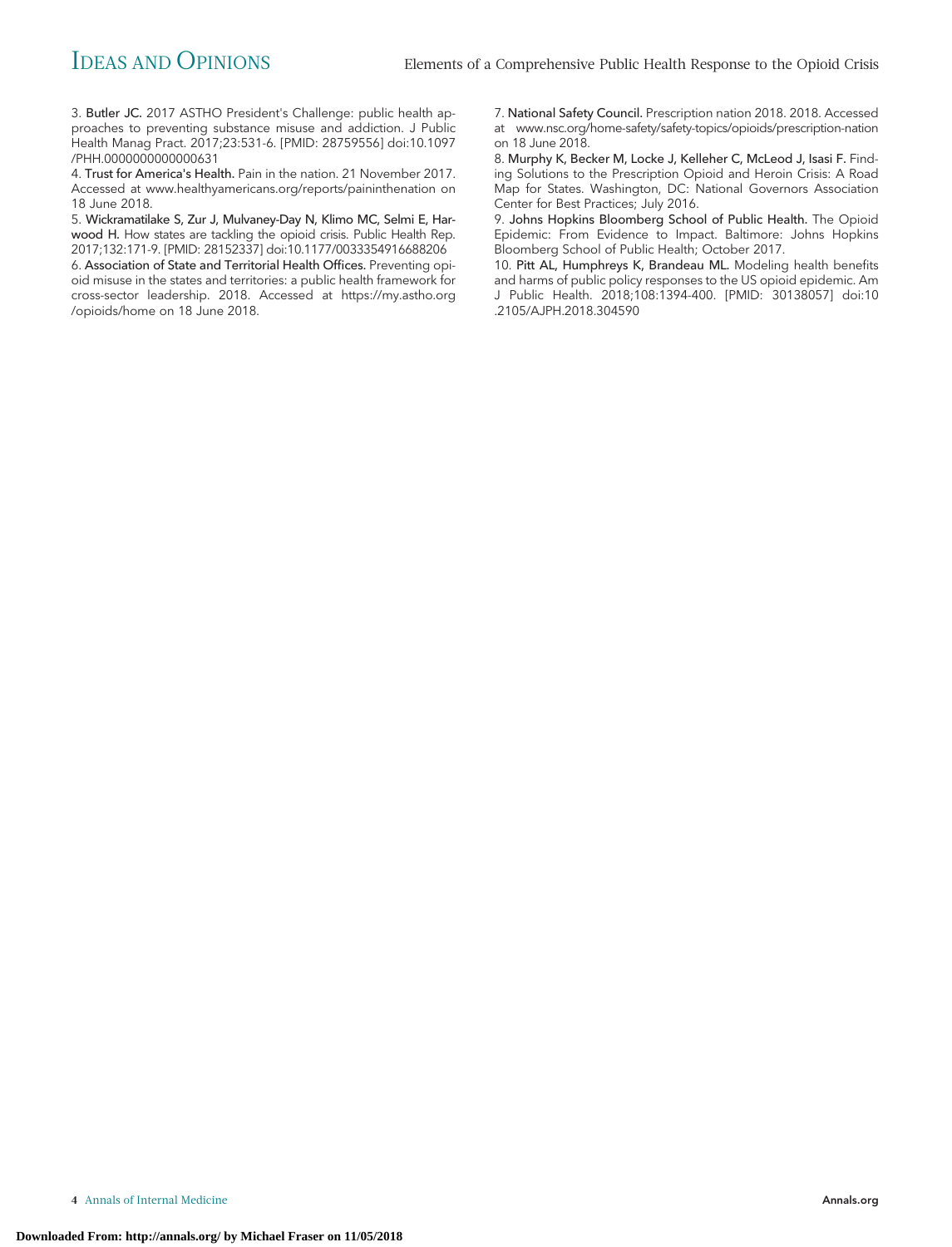3. **Butler JC.** 2017 ASTHO President's Challenge: public health approaches to preventing substance misuse and addiction. J Public Health Manag Pract. 2017;23:531-6. [PMID: 28759556] doi:10.1097/PHH.0000000000000631

4. **Trust for America's Health.** Pain in the nation. 21 November 2017. Accessed at www.healthyamericans.org/reports/paininthenation on 18 June 2018.

5. **Wickramatilake S, Zur J, Mulvaney-Day N, Klimo MC, Selmi E, Harwood H.** How states are tackling the opioid crisis. Public Health Rep. 2017;132:171-9. [PMID: 28152337] doi:10.1177/0033354916688206

6. **Association of State and Territorial Health Offices.** Preventing opioid misuse in the states and territories: a public health framework for cross-sector leadership. 2018. Accessed at https://my.astho.org/opioids/home on 18 June 2018.

7. **National Safety Council.** Prescription nation 2018. 2018. Accessed at www.nsc.org/home-safety/safety-topics/opioids/prescription-nation on 18 June 2018.

8. **Murphy K, Becker M, Locke J, Kelleher C, McLeod J, Isasi F.** Finding Solutions to the Prescription Opioid and Heroin Crisis: A Road Map for States. Washington, DC: National Governors Association Center for Best Practices; July 2016.

9. **Johns Hopkins Bloomberg School of Public Health.** The Opioid Epidemic: From Evidence to Impact. Baltimore: Johns Hopkins Bloomberg School of Public Health; October 2017.

10. **Pitt AL, Humphreys K, Brandeau ML.** Modeling health benefits and harms of public policy responses to the US opioid epidemic. Am J Public Health. 2018;108:1394-400. [PMID: 30138057] doi:10.2105/AJPH.2018.304590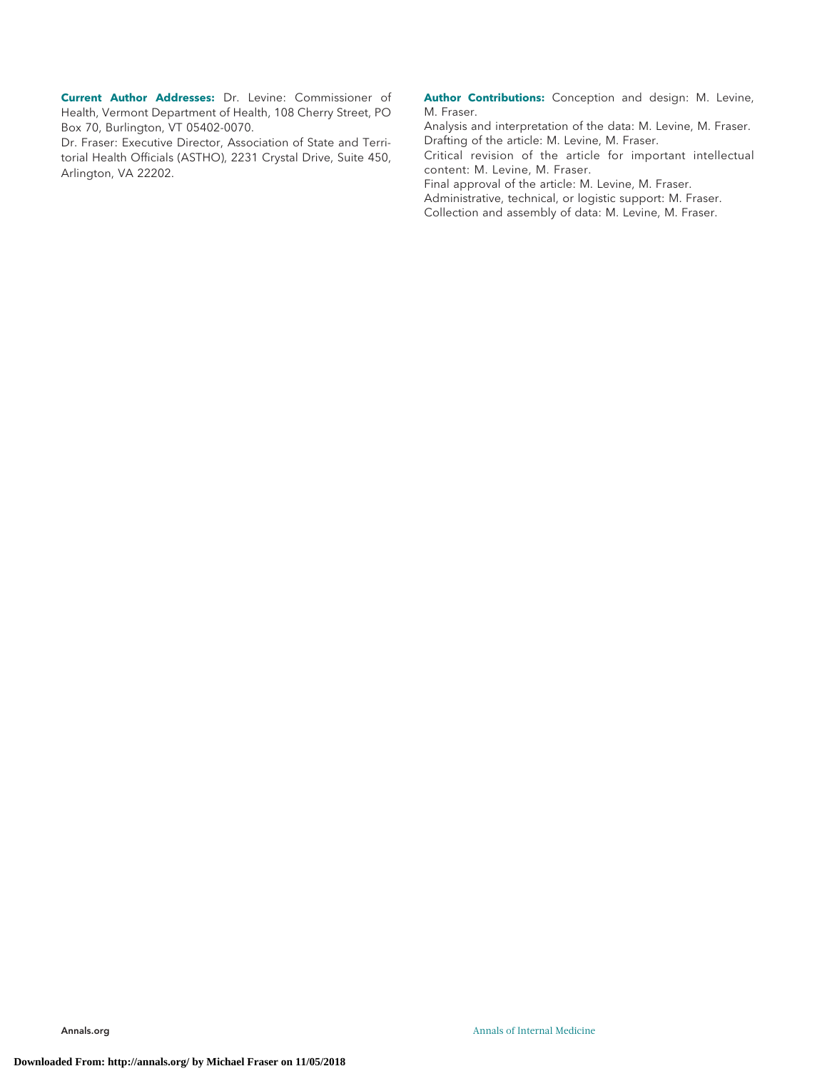**Current Author Addresses:** Dr. Levine: Commissioner of Health, Vermont Department of Health, 108 Cherry Street, PO Box 70, Burlington, VT 05402-0070.

Dr. Fraser: Executive Director, Association of State and Territorial Health Officials (ASTHO), 2231 Crystal Drive, Suite 450, Arlington, VA 22202.

**Author Contributions:** Conception and design: M. Levine, M. Fraser.

Analysis and interpretation of the data: M. Levine, M. Fraser.

Drafting of the article: M. Levine, M. Fraser.

Critical revision of the article for important intellectual content: M. Levine, M. Fraser.

Final approval of the article: M. Levine, M. Fraser.

Administrative, technical, or logistic support: M. Fraser.

Collection and assembly of data: M. Levine, M. Fraser.